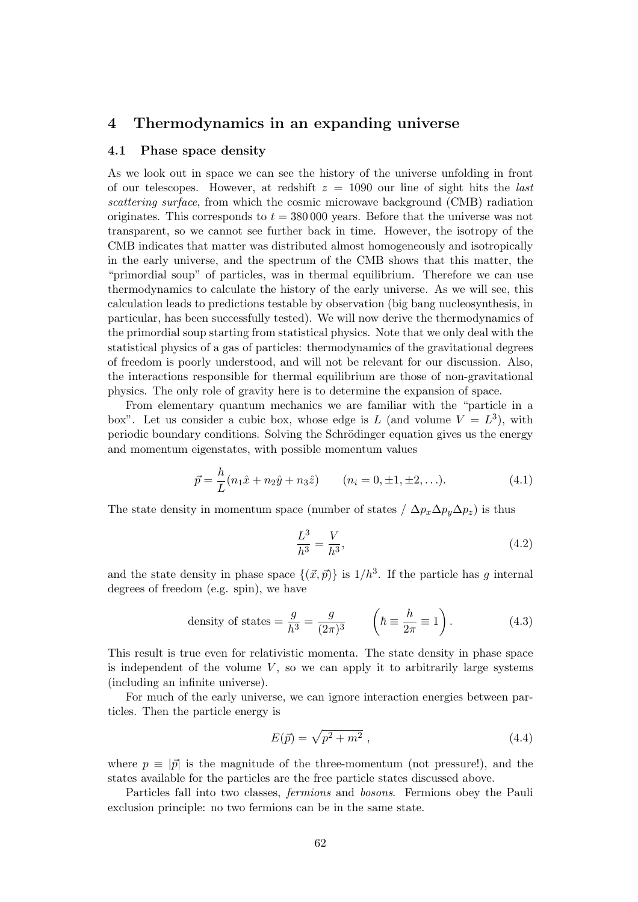# 4 Thermodynamics in an expanding universe

## 4.1 Phase space density

As we look out in space we can see the history of the universe unfolding in front of our telescopes. However, at redshift $z = 1090$ our line of sight hits the *last scattering surface*, from which the cosmic microwave background (CMB) radiation originates. This corresponds to $t = 380\,000$ years. Before that the universe was not transparent, so we cannot see further back in time. However, the isotropy of the CMB indicates that matter was distributed almost homogeneously and isotropically in the early universe, and the spectrum of the CMB shows that this matter, the "primordial soup" of particles, was in thermal equilibrium. Therefore we can use thermodynamics to calculate the history of the early universe. As we will see, this calculation leads to predictions testable by observation (big bang nucleosynthesis, in particular, has been successfully tested). We will now derive the thermodynamics of the primordial soup starting from statistical physics. Note that we only deal with the statistical physics of a gas of particles: thermodynamics of the gravitational degrees of freedom is poorly understood, and will not be relevant for our discussion. Also, the interactions responsible for thermal equilibrium are those of non-gravitational physics. The only role of gravity here is to determine the expansion of space.

From elementary quantum mechanics we are familiar with the "particle in a box". Let us consider a cubic box, whose edge is $L$ (and volume $V = L^3$), with periodic boundary conditions. Solving the Schrödinger equation gives us the energy and momentum eigenstates, with possible momentum values

$$\vec{p} = \frac{h}{L}(n_1\hat{x} + n_2\hat{y} + n_3\hat{z}) \qquad (n_i = 0, \pm 1, \pm 2, \ldots). \tag{4.1}$$

The state density in momentum space (number of states / $\Delta p_x \Delta p_y \Delta p_z$) is thus

$$\frac{L^3}{h^3} = \frac{V}{h^3}, \tag{4.2}$$

and the state density in phase space $\{(\vec{x}, \vec{p})\}$ is $1/h^3$. If the particle has $g$ internal degrees of freedom (e.g. spin), we have

$$\text{density of states} = \frac{g}{h^3} = \frac{g}{(2\pi)^3} \qquad \left(\hbar \equiv \frac{h}{2\pi} \equiv 1\right). \tag{4.3}$$

This result is true even for relativistic momenta. The state density in phase space is independent of the volume $V$, so we can apply it to arbitrarily large systems (including an infinite universe).

For much of the early universe, we can ignore interaction energies between particles. Then the particle energy is

$$E(\vec{p}) = \sqrt{p^2 + m^2}\ , \tag{4.4}$$

where $p \equiv |\vec{p}|$ is the magnitude of the three-momentum (not pressure!), and the states available for the particles are the free particle states discussed above.

Particles fall into two classes, *fermions* and *bosons*. Fermions obey the Pauli exclusion principle: no two fermions can be in the same state.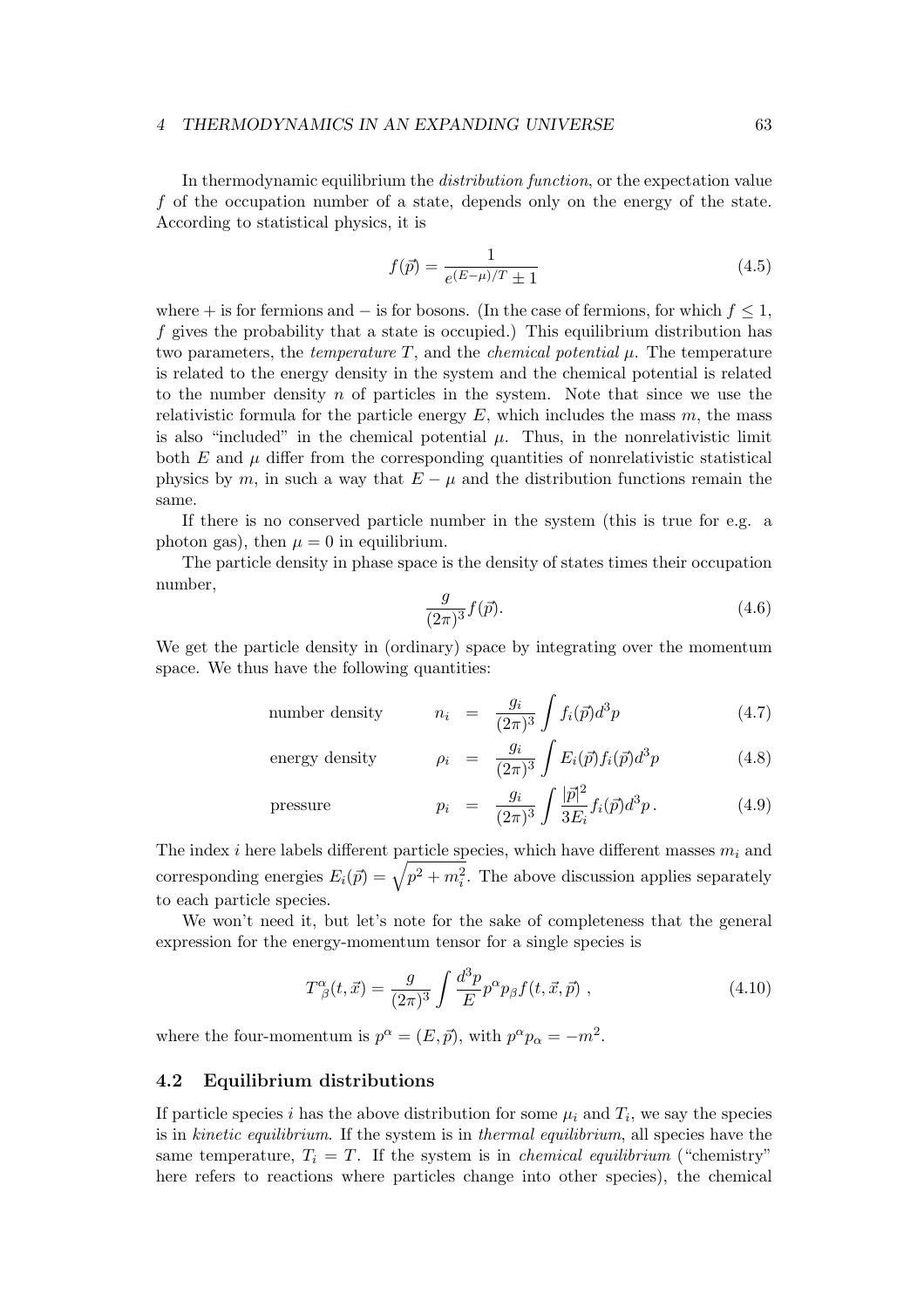In thermodynamic equilibrium the *distribution function*, or the expectation value $f$ of the occupation number of a state, depends only on the energy of the state. According to statistical physics, it is

$$f(\vec{p}) = \frac{1}{e^{(E-\mu)/T} \pm 1} \tag{4.5}$$

where $+$ is for fermions and $-$ is for bosons. (In the case of fermions, for which $f \leq 1$, $f$ gives the probability that a state is occupied.) This equilibrium distribution has two parameters, the *temperature* $T$, and the *chemical potential* $\mu$. The temperature is related to the energy density in the system and the chemical potential is related to the number density $n$ of particles in the system. Note that since we use the relativistic formula for the particle energy $E$, which includes the mass $m$, the mass is also "included" in the chemical potential $\mu$. Thus, in the nonrelativistic limit both $E$ and $\mu$ differ from the corresponding quantities of nonrelativistic statistical physics by $m$, in such a way that $E - \mu$ and the distribution functions remain the same.

If there is no conserved particle number in the system (this is true for e.g. a photon gas), then $\mu = 0$ in equilibrium.

The particle density in phase space is the density of states times their occupation number,

$$\frac{g}{(2\pi)^3} f(\vec{p}). \tag{4.6}$$

We get the particle density in (ordinary) space by integrating over the momentum space. We thus have the following quantities:

$$\text{number density} \qquad n_i = \frac{g_i}{(2\pi)^3} \int f_i(\vec{p}) d^3p \tag{4.7}$$

$$\text{energy density} \qquad \rho_i = \frac{g_i}{(2\pi)^3} \int E_i(\vec{p}) f_i(\vec{p}) d^3p \tag{4.8}$$

$$\text{pressure} \qquad p_i = \frac{g_i}{(2\pi)^3} \int \frac{|\vec{p}|^2}{3E_i} f_i(\vec{p}) d^3p \,. \tag{4.9}$$

The index $i$ here labels different particle species, which have different masses $m_i$ and corresponding energies $E_i(\vec{p}) = \sqrt{p^2 + m_i^2}$. The above discussion applies separately to each particle species.

We won't need it, but let's note for the sake of completeness that the general expression for the energy-momentum tensor for a single species is

$$T^\alpha_{\ \beta}(t, \vec{x}) = \frac{g}{(2\pi)^3} \int \frac{d^3p}{E} p^\alpha p_\beta f(t, \vec{x}, \vec{p}) \,, \tag{4.10}$$

where the four-momentum is $p^\alpha = (E, \vec{p})$, with $p^\alpha p_\alpha = -m^2$.

## 4.2 Equilibrium distributions

If particle species $i$ has the above distribution for some $\mu_i$ and $T_i$, we say the species is in *kinetic equilibrium*. If the system is in *thermal equilibrium*, all species have the same temperature, $T_i = T$. If the system is in *chemical equilibrium* ("chemistry" here refers to reactions where particles change into other species), the chemical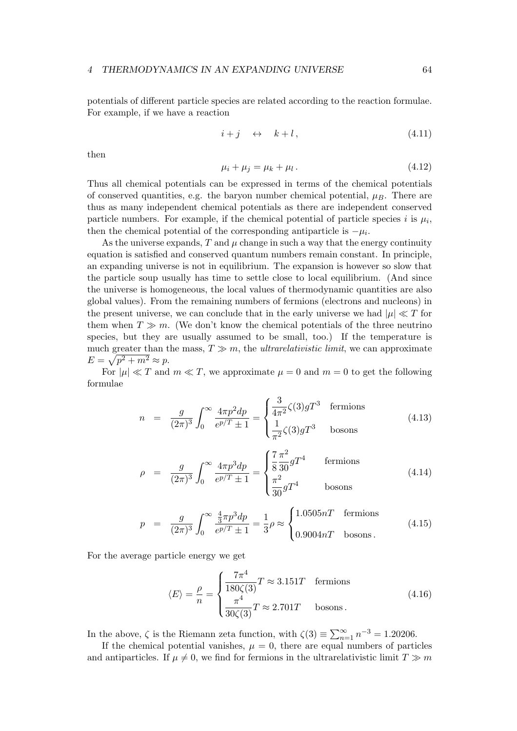potentials of different particle species are related according to the reaction formulae. For example, if we have a reaction

$$i + j \quad \leftrightarrow \quad k + l\,, \tag{4.11}$$

then

$$\mu_i + \mu_j = \mu_k + \mu_l\,. \tag{4.12}$$

Thus all chemical potentials can be expressed in terms of the chemical potentials of conserved quantities, e.g. the baryon number chemical potential, $\mu_B$. There are thus as many independent chemical potentials as there are independent conserved particle numbers. For example, if the chemical potential of particle species $i$ is $\mu_i$, then the chemical potential of the corresponding antiparticle is $-\mu_i$.

As the universe expands, $T$ and $\mu$ change in such a way that the energy continuity equation is satisfied and conserved quantum numbers remain constant. In principle, an expanding universe is not in equilibrium. The expansion is however so slow that the particle soup usually has time to settle close to local equilibrium. (And since the universe is homogeneous, the local values of thermodynamic quantities are also global values). From the remaining numbers of fermions (electrons and nucleons) in the present universe, we can conclude that in the early universe we had $|\mu| \ll T$ for them when $T \gg m$. (We don't know the chemical potentials of the three neutrino species, but they are usually assumed to be small, too.) If the temperature is much greater than the mass, $T \gg m$, the *ultrarelativistic limit*, we can approximate $E = \sqrt{p^2 + m^2} \approx p$.

For $|\mu| \ll T$ and $m \ll T$, we approximate $\mu = 0$ and $m = 0$ to get the following formulae

$$n = \frac{g}{(2\pi)^3} \int_0^\infty \frac{4\pi p^2 dp}{e^{p/T} \pm 1} = \begin{cases} \dfrac{3}{4\pi^2}\zeta(3) g T^3 & \text{fermions} \\ \dfrac{1}{\pi^2}\zeta(3) g T^3 & \text{bosons} \end{cases} \tag{4.13}$$

$$\rho = \frac{g}{(2\pi)^3} \int_0^\infty \frac{4\pi p^3 dp}{e^{p/T} \pm 1} = \begin{cases} \dfrac{7}{8}\dfrac{\pi^2}{30} g T^4 & \text{fermions} \\ \dfrac{\pi^2}{30} g T^4 & \text{bosons} \end{cases} \tag{4.14}$$

$$p = \frac{g}{(2\pi)^3} \int_0^\infty \frac{\frac{4}{3}\pi p^3 dp}{e^{p/T} \pm 1} = \frac{1}{3}\rho \approx \begin{cases} 1.0505 nT & \text{fermions} \\ 0.9004 nT & \text{bosons}\,. \end{cases} \tag{4.15}$$

For the average particle energy we get

$$\langle E \rangle = \frac{\rho}{n} = \begin{cases} \dfrac{7\pi^4}{180\zeta(3)} T \approx 3.151 T & \text{fermions} \\ \dfrac{\pi^4}{30\zeta(3)} T \approx 2.701 T & \text{bosons}\,. \end{cases} \tag{4.16}$$

In the above, $\zeta$ is the Riemann zeta function, with $\zeta(3) \equiv \sum_{n=1}^{\infty} n^{-3} = 1.20206$.

If the chemical potential vanishes, $\mu = 0$, there are equal numbers of particles and antiparticles. If $\mu \neq 0$, we find for fermions in the ultrarelativistic limit $T \gg m$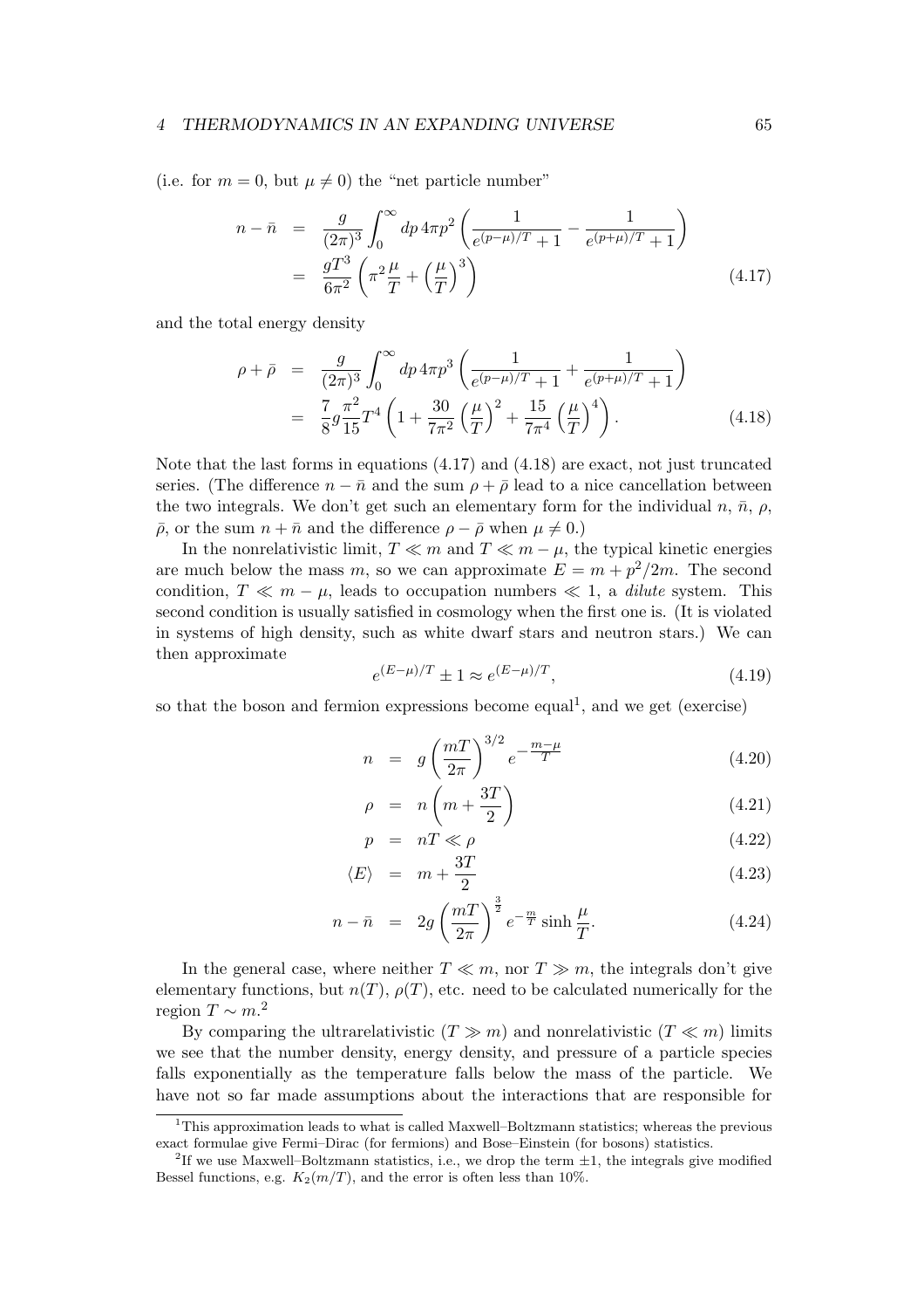(i.e. for $m = 0$, but $\mu \neq 0$) the "net particle number"

$$
\begin{aligned}
n - \bar{n} &= \frac{g}{(2\pi)^3} \int_0^\infty dp\, 4\pi p^2 \left( \frac{1}{e^{(p-\mu)/T} + 1} - \frac{1}{e^{(p+\mu)/T} + 1} \right) \\
&= \frac{gT^3}{6\pi^2} \left( \pi^2 \frac{\mu}{T} + \left( \frac{\mu}{T} \right)^3 \right)
\end{aligned}
\tag{4.17}
$$

and the total energy density

$$
\begin{aligned}
\rho + \bar{\rho} &= \frac{g}{(2\pi)^3} \int_0^\infty dp\, 4\pi p^3 \left( \frac{1}{e^{(p-\mu)/T} + 1} + \frac{1}{e^{(p+\mu)/T} + 1} \right) \\
&= \frac{7}{8} g \frac{\pi^2}{15} T^4 \left( 1 + \frac{30}{7\pi^2} \left( \frac{\mu}{T} \right)^2 + \frac{15}{7\pi^4} \left( \frac{\mu}{T} \right)^4 \right).
\end{aligned}
\tag{4.18}
$$

Note that the last forms in equations (4.17) and (4.18) are exact, not just truncated series. (The difference $n - \bar{n}$ and the sum $\rho + \bar{\rho}$ lead to a nice cancellation between the two integrals. We don't get such an elementary form for the individual $n$, $\bar{n}$, $\rho$, $\bar{\rho}$, or the sum $n + \bar{n}$ and the difference $\rho - \bar{\rho}$ when $\mu \neq 0$.)

In the nonrelativistic limit, $T \ll m$ and $T \ll m - \mu$, the typical kinetic energies are much below the mass $m$, so we can approximate $E = m + p^2/2m$. The second condition, $T \ll m - \mu$, leads to occupation numbers $\ll 1$, a *dilute* system. This second condition is usually satisfied in cosmology when the first one is. (It is violated in systems of high density, such as white dwarf stars and neutron stars.) We can then approximate

$$
e^{(E-\mu)/T} \pm 1 \approx e^{(E-\mu)/T},
\tag{4.19}
$$

so that the boson and fermion expressions become equal[1], and we get (exercise)

$$
\begin{aligned}
n &= g \left( \frac{mT}{2\pi} \right)^{3/2} e^{-\frac{m-\mu}{T}} &(4.20)\\
\rho &= n \left( m + \frac{3T}{2} \right) &(4.21)\\
p &= nT \ll \rho &(4.22)\\
\langle E \rangle &= m + \frac{3T}{2} &(4.23)\\
n - \bar{n} &= 2g \left( \frac{mT}{2\pi} \right)^{\frac{3}{2}} e^{-\frac{m}{T}} \sinh \frac{\mu}{T}. &(4.24)
\end{aligned}
$$

In the general case, where neither $T \ll m$, nor $T \gg m$, the integrals don't give elementary functions, but $n(T)$, $\rho(T)$, etc. need to be calculated numerically for the region $T \sim m$.[2]

By comparing the ultrarelativistic ($T \gg m$) and nonrelativistic ($T \ll m$) limits we see that the number density, energy density, and pressure of a particle species falls exponentially as the temperature falls below the mass of the particle. We have not so far made assumptions about the interactions that are responsible for

---

[1] This approximation leads to what is called Maxwell–Boltzmann statistics; whereas the previous exact formulae give Fermi–Dirac (for fermions) and Bose–Einstein (for bosons) statistics.

[2] If we use Maxwell–Boltzmann statistics, i.e., we drop the term $\pm 1$, the integrals give modified Bessel functions, e.g. $K_2(m/T)$, and the error is often less than 10%.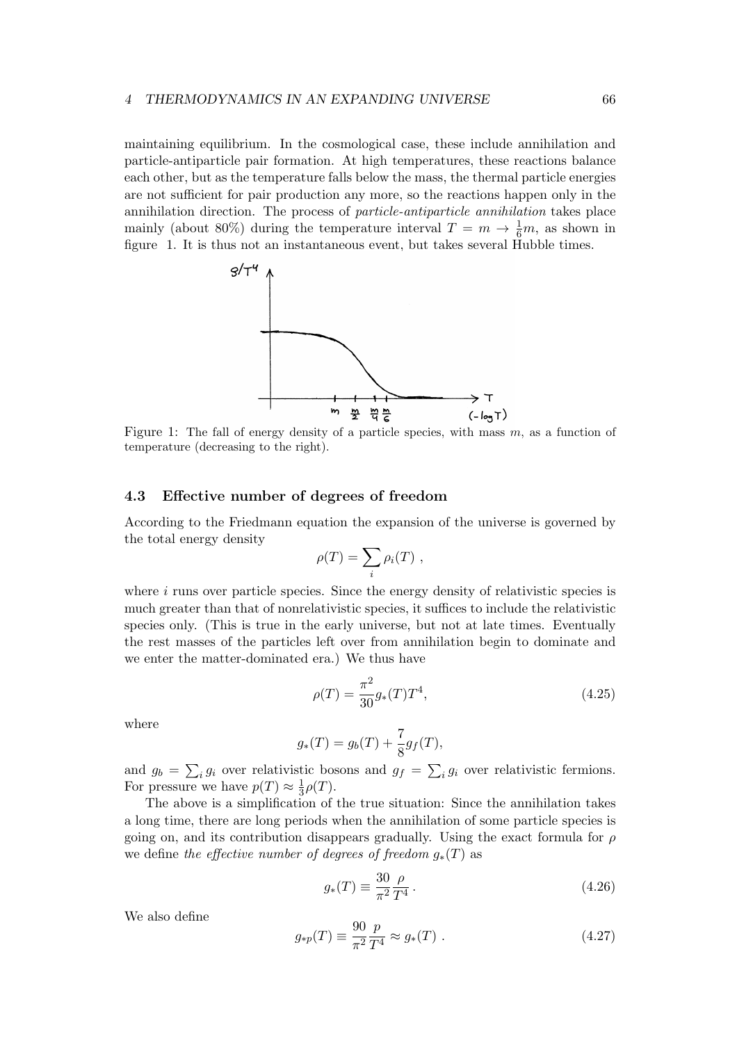maintaining equilibrium. In the cosmological case, these include annihilation and particle-antiparticle pair formation. At high temperatures, these reactions balance each other, but as the temperature falls below the mass, the thermal particle energies are not sufficient for pair production any more, so the reactions happen only in the annihilation direction. The process of *particle-antiparticle annihilation* takes place mainly (about 80%) during the temperature interval $T = m \to \frac{1}{6}m$, as shown in figure 1. It is thus not an instantaneous event, but takes several Hubble times.

Figure 1: The fall of energy density of a particle species, with mass $m$, as a function of temperature (decreasing to the right).

### 4.3 Effective number of degrees of freedom

According to the Friedmann equation the expansion of the universe is governed by the total energy density

$$\rho(T) = \sum_i \rho_i(T) \ ,$$

where $i$ runs over particle species. Since the energy density of relativistic species is much greater than that of nonrelativistic species, it suffices to include the relativistic species only. (This is true in the early universe, but not at late times. Eventually the rest masses of the particles left over from annihilation begin to dominate and we enter the matter-dominated era.) We thus have

$$\rho(T) = \frac{\pi^2}{30} g_*(T) T^4, \tag{4.25}$$

where

$$g_*(T) = g_b(T) + \frac{7}{8} g_f(T),$$

and $g_b = \sum_i g_i$ over relativistic bosons and $g_f = \sum_i g_i$ over relativistic fermions. For pressure we have $p(T) \approx \frac{1}{3}\rho(T)$.

The above is a simplification of the true situation: Since the annihilation takes a long time, there are long periods when the annihilation of some particle species is going on, and its contribution disappears gradually. Using the exact formula for $\rho$ we define *the effective number of degrees of freedom* $g_*(T)$ as

$$g_*(T) \equiv \frac{30}{\pi^2} \frac{\rho}{T^4} \,. \tag{4.26}$$

We also define

$$g_{*p}(T) \equiv \frac{90}{\pi^2} \frac{p}{T^4} \approx g_*(T) \ . \tag{4.27}$$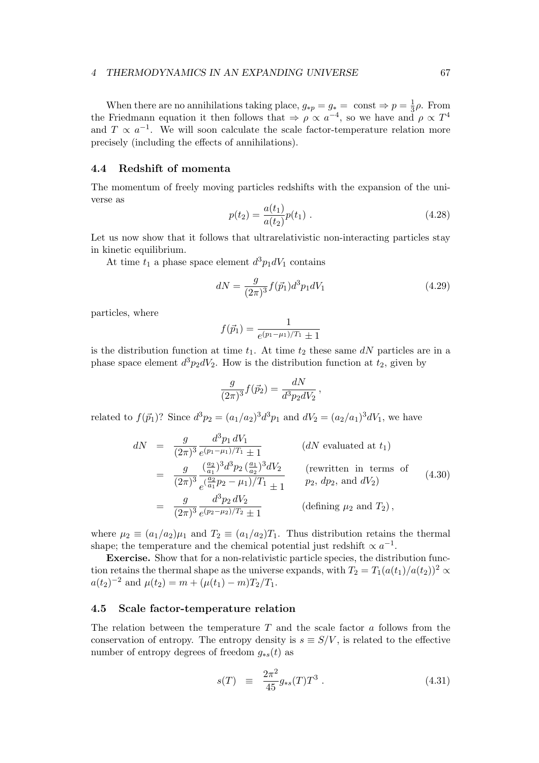When there are no annihilations taking place, $g_{*p} = g_* = \text{ const} \Rightarrow p = \frac{1}{3}\rho$. From the Friedmann equation it then follows that $\Rightarrow \rho \propto a^{-4}$, so we have and $\rho \propto T^4$ and $T \propto a^{-1}$. We will soon calculate the scale factor-temperature relation more precisely (including the effects of annihilations).

### 4.4 Redshift of momenta

The momentum of freely moving particles redshifts with the expansion of the universe as

$$p(t_2) = \frac{a(t_1)}{a(t_2)} p(t_1) \; . \tag{4.28}$$

Let us now show that it follows that ultrarelativistic non-interacting particles stay in kinetic equilibrium.

At time $t_1$ a phase space element $d^3p_1 dV_1$ contains

$$dN = \frac{g}{(2\pi)^3} f(\vec{p}_1) d^3p_1 dV_1 \tag{4.29}$$

particles, where

$$f(\vec{p}_1) = \frac{1}{e^{(p_1 - \mu_1)/T_1} \pm 1}$$

is the distribution function at time $t_1$. At time $t_2$ these same $dN$ particles are in a phase space element $d^3p_2 dV_2$. How is the distribution function at $t_2$, given by

$$\frac{g}{(2\pi)^3} f(\vec{p}_2) = \frac{dN}{d^3p_2 dV_2} \, ,$$

related to $f(\vec{p}_1)$? Since $d^3p_2 = (a_1/a_2)^3 d^3p_1$ and $dV_2 = (a_2/a_1)^3 dV_1$, we have

$$\begin{aligned} dN &= \frac{g}{(2\pi)^3} \frac{d^3p_1 \, dV_1}{e^{(p_1-\mu_1)/T_1} \pm 1} && (dN \text{ evaluated at } t_1) \\ &= \frac{g}{(2\pi)^3} \frac{(\frac{a_2}{a_1})^3 d^3p_2 \, (\frac{a_1}{a_2})^3 dV_2}{e^{(\frac{a_2}{a_1}p_2 - \mu_1)/T_1} \pm 1} && (\text{rewritten in terms of } p_2,\, dp_2, \text{ and } dV_2) \\ &= \frac{g}{(2\pi)^3} \frac{d^3p_2 \, dV_2}{e^{(p_2-\mu_2)/T_2} \pm 1} && (\text{defining } \mu_2 \text{ and } T_2)\, , \end{aligned} \tag{4.30}$$

where $\mu_2 \equiv (a_1/a_2)\mu_1$ and $T_2 \equiv (a_1/a_2)T_1$. Thus distribution retains the thermal shape; the temperature and the chemical potential just redshift $\propto a^{-1}$.

**Exercise.** Show that for a non-relativistic particle species, the distribution function retains the thermal shape as the universe expands, with $T_2 = T_1(a(t_1)/a(t_2))^2 \propto a(t_2)^{-2}$ and $\mu(t_2) = m + (\mu(t_1) - m)T_2/T_1$.

### 4.5 Scale factor-temperature relation

The relation between the temperature $T$ and the scale factor $a$ follows from the conservation of entropy. The entropy density is $s \equiv S/V$, is related to the effective number of entropy degrees of freedom $g_{*s}(t)$ as

$$s(T) \;\; \equiv \;\; \frac{2\pi^2}{45} g_{*s}(T) T^3 \; . \tag{4.31}$$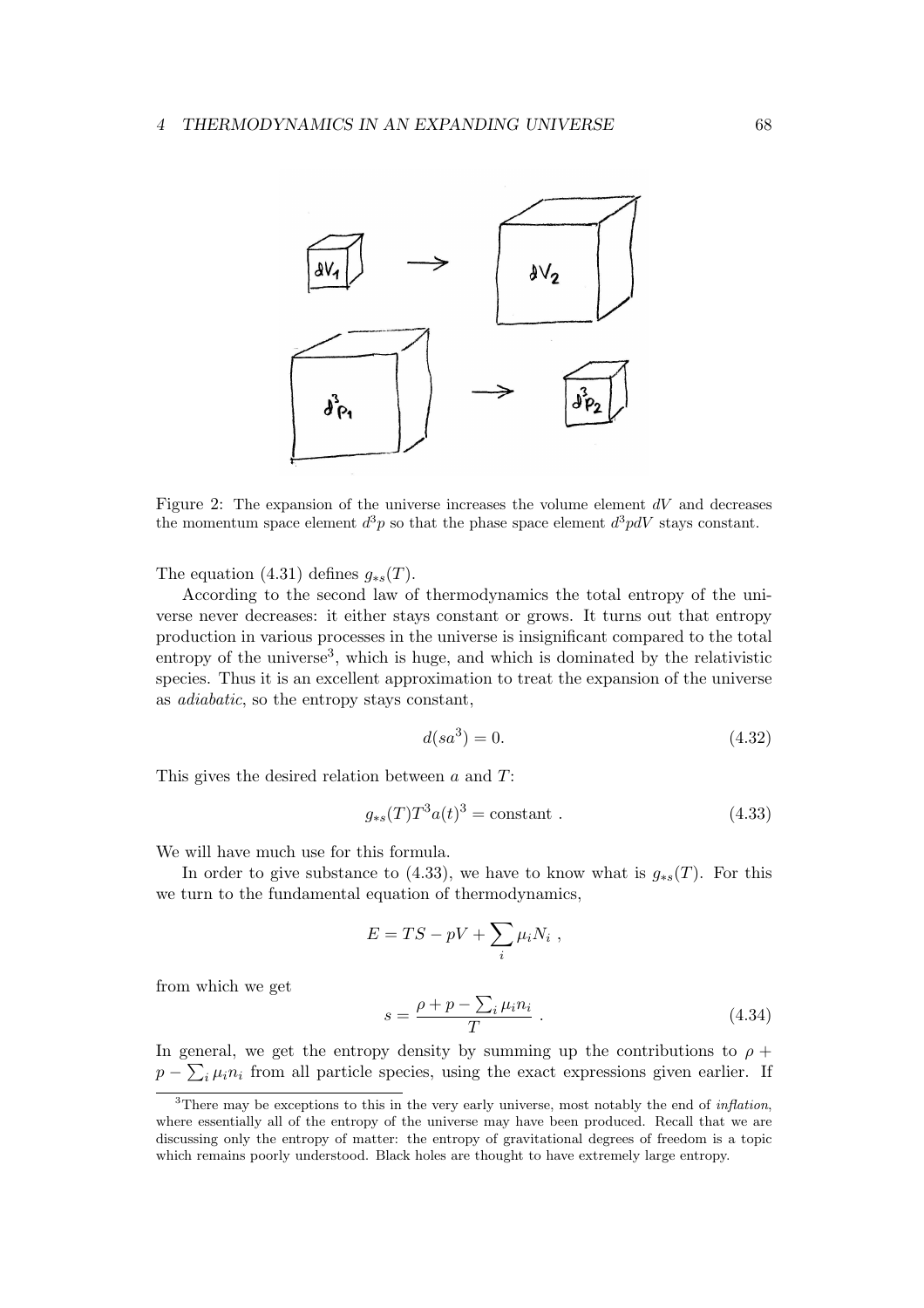Figure 2: The expansion of the universe increases the volume element $dV$ and decreases the momentum space element $d^3p$ so that the phase space element $d^3pdV$ stays constant.

The equation (4.31) defines $g_{*s}(T)$.

According to the second law of thermodynamics the total entropy of the universe never decreases: it either stays constant or grows. It turns out that entropy production in various processes in the universe is insignificant compared to the total entropy of the universe[3], which is huge, and which is dominated by the relativistic species. Thus it is an excellent approximation to treat the expansion of the universe as *adiabatic*, so the entropy stays constant,

$$d(sa^3) = 0. \tag{4.32}$$

This gives the desired relation between $a$ and $T$:

$$g_{*s}(T)T^3a(t)^3 = \text{constant} . \tag{4.33}$$

We will have much use for this formula.

In order to give substance to (4.33), we have to know what is $g_{*s}(T)$. For this we turn to the fundamental equation of thermodynamics,

$$E = TS - pV + \sum_i \mu_i N_i \ ,$$

from which we get

$$s = \frac{\rho + p - \sum_i \mu_i n_i}{T} \ . \tag{4.34}$$

In general, we get the entropy density by summing up the contributions to $\rho + p - \sum_i \mu_i n_i$ from all particle species, using the exact expressions given earlier. If

[3]There may be exceptions to this in the very early universe, most notably the end of *inflation*, where essentially all of the entropy of the universe may have been produced. Recall that we are discussing only the entropy of matter: the entropy of gravitational degrees of freedom is a topic which remains poorly understood. Black holes are thought to have extremely large entropy.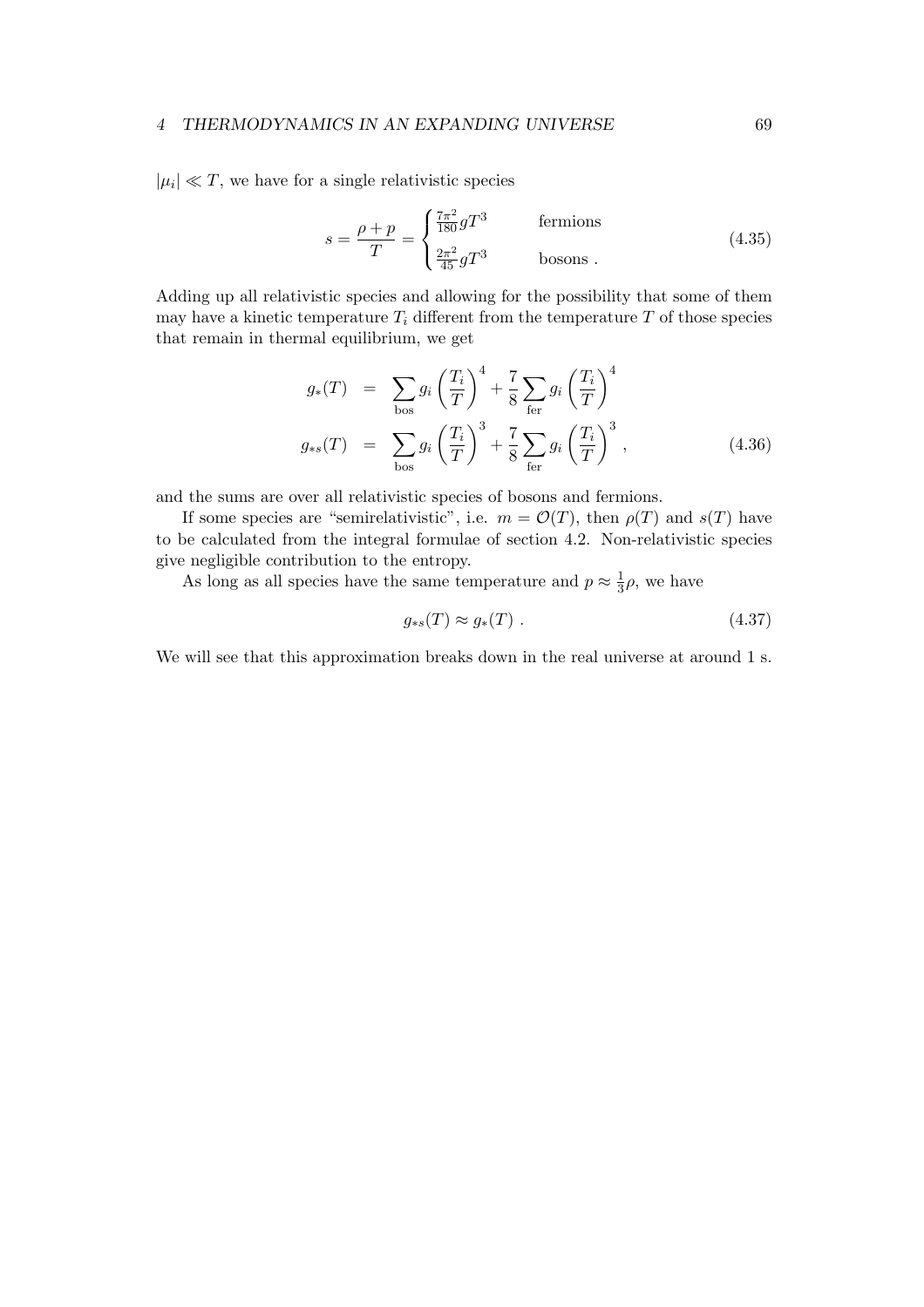$|\mu_i| \ll T$, we have for a single relativistic species

$$s = \frac{\rho + p}{T} = \begin{cases} \frac{7\pi^2}{180} g T^3 & \text{fermions} \\ \frac{2\pi^2}{45} g T^3 & \text{bosons} \; . \end{cases} \tag{4.35}$$

Adding up all relativistic species and allowing for the possibility that some of them may have a kinetic temperature $T_i$ different from the temperature $T$ of those species that remain in thermal equilibrium, we get

$$\begin{aligned} g_*(T) &= \sum_{\text{bos}} g_i \left(\frac{T_i}{T}\right)^4 + \frac{7}{8} \sum_{\text{fer}} g_i \left(\frac{T_i}{T}\right)^4 \\ g_{*s}(T) &= \sum_{\text{bos}} g_i \left(\frac{T_i}{T}\right)^3 + \frac{7}{8} \sum_{\text{fer}} g_i \left(\frac{T_i}{T}\right)^3 , \end{aligned} \tag{4.36}$$

and the sums are over all relativistic species of bosons and fermions.

If some species are "semirelativistic", i.e. $m = \mathcal{O}(T)$, then $\rho(T)$ and $s(T)$ have to be calculated from the integral formulae of section 4.2. Non-relativistic species give negligible contribution to the entropy.

As long as all species have the same temperature and $p \approx \frac{1}{3}\rho$, we have

$$g_{*s}(T) \approx g_*(T) \; . \tag{4.37}$$

We will see that this approximation breaks down in the real universe at around 1 s.